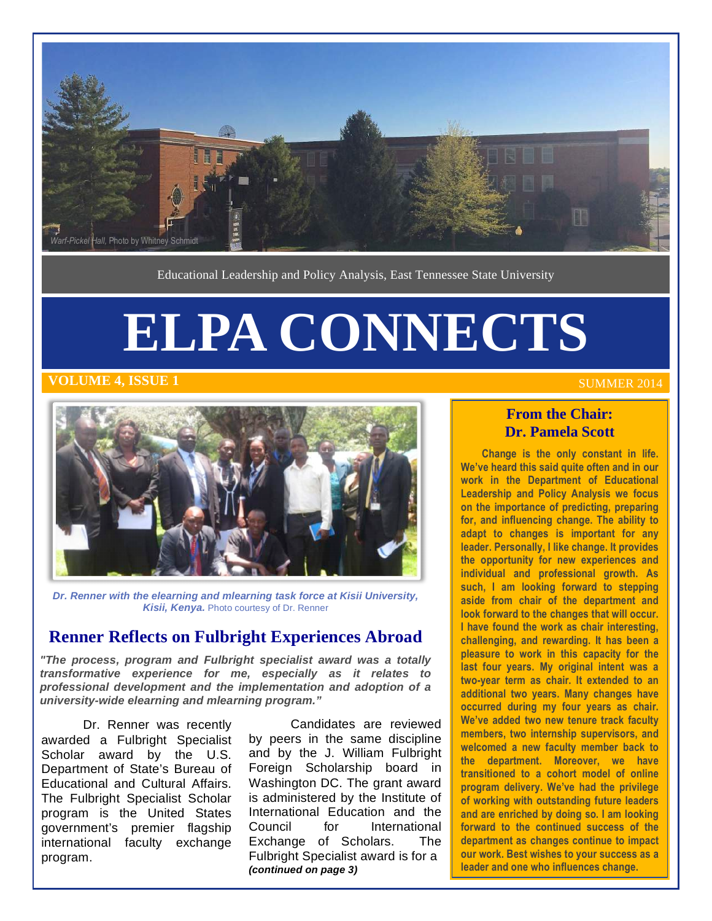Warf-Pickel Hall, Photo by Whitney Schmidt

Educational Leadership and Policy Analysis, East Tennessee State University

# ELPA CONNECTS

**VOLUME 4, ISSUE 1** SUMMER 2014

***Dr. Renner with the elearning and mlearning task force at Kisii University, Kisii, Kenya.*** Photo courtesy of Dr. Renner

## Renner Reflects on Fulbright Experiences Abroad

***"The process, program and Fulbright specialist award was a totally transformative experience for me, especially as it relates to professional development and the implementation and adoption of a university-wide elearning and mlearning program."***

Dr. Renner was recently awarded a Fulbright Specialist Scholar award by the U.S. Department of State's Bureau of Educational and Cultural Affairs. The Fulbright Specialist Scholar program is the United States government's premier flagship international faculty exchange program.

Candidates are reviewed by peers in the same discipline and by the J. William Fulbright Foreign Scholarship board in Washington DC. The grant award is administered by the Institute of International Education and the Council for International Exchange of Scholars. The Fulbright Specialist award is for a ***(continued on page 3)***

## From the Chair: Dr. Pamela Scott

**Change is the only constant in life. We've heard this said quite often and in our work in the Department of Educational Leadership and Policy Analysis we focus on the importance of predicting, preparing for, and influencing change. The ability to adapt to changes is important for any leader. Personally, I like change. It provides the opportunity for new experiences and individual and professional growth. As such, I am looking forward to stepping aside from chair of the department and look forward to the changes that will occur. I have found the work as chair interesting, challenging, and rewarding. It has been a pleasure to work in this capacity for the last four years. My original intent was a two-year term as chair. It extended to an additional two years. Many changes have occurred during my four years as chair. We've added two new tenure track faculty members, two internship supervisors, and welcomed a new faculty member back to the department. Moreover, we have transitioned to a cohort model of online program delivery. We've had the privilege of working with outstanding future leaders and are enriched by doing so. I am looking forward to the continued success of the department as changes continue to impact our work. Best wishes to your success as a leader and one who influences change.**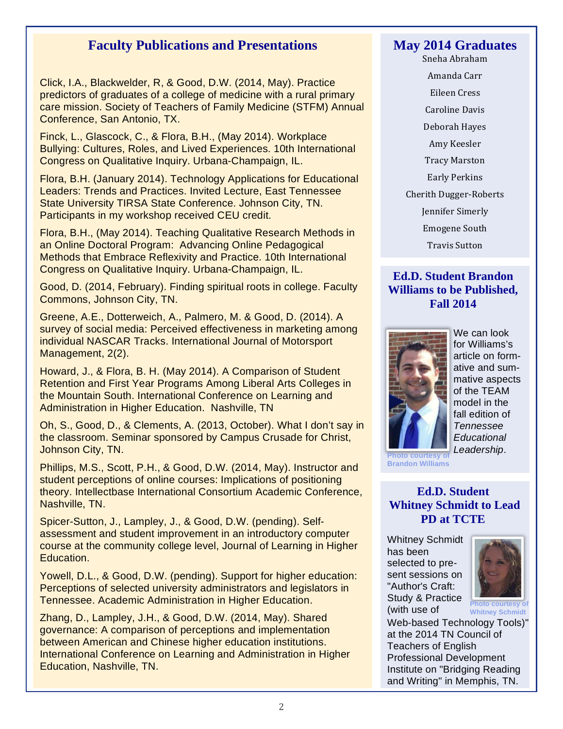## Faculty Publications and Presentations

Click, I.A., Blackwelder, R, & Good, D.W. (2014, May). Practice predictors of graduates of a college of medicine with a rural primary care mission. Society of Teachers of Family Medicine (STFM) Annual Conference, San Antonio, TX.

Finck, L., Glascock, C., & Flora, B.H., (May 2014). Workplace Bullying: Cultures, Roles, and Lived Experiences. 10th International Congress on Qualitative Inquiry. Urbana-Champaign, IL.

Flora, B.H. (January 2014). Technology Applications for Educational Leaders: Trends and Practices. Invited Lecture, East Tennessee State University TIRSA State Conference. Johnson City, TN. Participants in my workshop received CEU credit.

Flora, B.H., (May 2014). Teaching Qualitative Research Methods in an Online Doctoral Program: Advancing Online Pedagogical Methods that Embrace Reflexivity and Practice. 10th International Congress on Qualitative Inquiry. Urbana-Champaign, IL.

Good, D. (2014, February). Finding spiritual roots in college. Faculty Commons, Johnson City, TN.

Greene, A.E., Dotterweich, A., Palmero, M. & Good, D. (2014). A survey of social media: Perceived effectiveness in marketing among individual NASCAR Tracks. International Journal of Motorsport Management, 2(2).

Howard, J., & Flora, B. H. (May 2014). A Comparison of Student Retention and First Year Programs Among Liberal Arts Colleges in the Mountain South. International Conference on Learning and Administration in Higher Education. Nashville, TN

Oh, S., Good, D., & Clements, A. (2013, October). What I don't say in the classroom. Seminar sponsored by Campus Crusade for Christ, Johnson City, TN.

Phillips, M.S., Scott, P.H., & Good, D.W. (2014, May). Instructor and student perceptions of online courses: Implications of positioning theory. Intellectbase International Consortium Academic Conference, Nashville, TN.

Spicer-Sutton, J., Lampley, J., & Good, D.W. (pending). Self-assessment and student improvement in an introductory computer course at the community college level, Journal of Learning in Higher Education.

Yowell, D.L., & Good, D.W. (pending). Support for higher education: Perceptions of selected university administrators and legislators in Tennessee. Academic Administration in Higher Education.

Zhang, D., Lampley, J.H., & Good, D.W. (2014, May). Shared governance: A comparison of perceptions and implementation between American and Chinese higher education institutions. International Conference on Learning and Administration in Higher Education, Nashville, TN.

## May 2014 Graduates

Sneha Abraham

Amanda Carr

Eileen Cress

Caroline Davis

Deborah Hayes

Amy Keesler

Tracy Marston

Early Perkins

Cherith Dugger-Roberts

Jennifer Simerly

Emogene South

Travis Sutton

## Ed.D. Student Brandon Williams to be Published, Fall 2014

We can look for Williams's article on formative and summative aspects of the TEAM model in the fall edition of *Tennessee Educational Leadership*.

Photo courtesy of Brandon Williams

## Ed.D. Student Whitney Schmidt to Lead PD at TCTE

Whitney Schmidt has been selected to present sessions on "Author's Craft: Study & Practice (with use of Web-based Technology Tools)" at the 2014 TN Council of Teachers of English Professional Development Institute on "Bridging Reading and Writing" in Memphis, TN.

Photo courtesy of Whitney Schmidt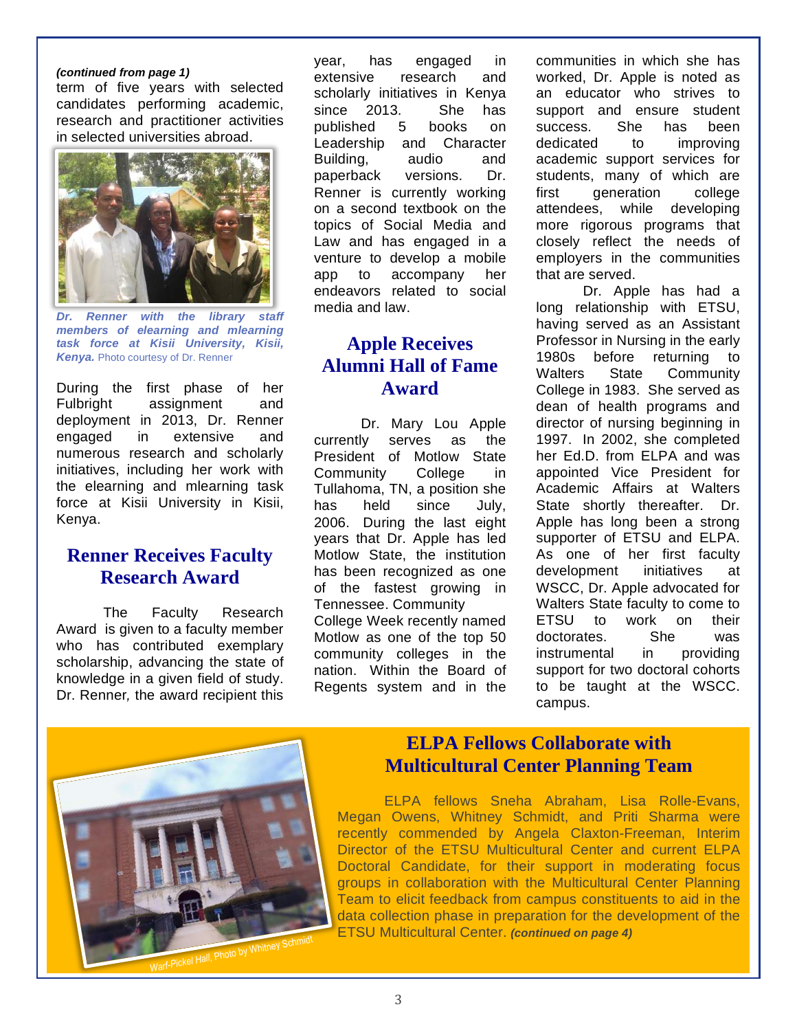*(continued from page 1)*
term of five years with selected candidates performing academic, research and practitioner activities in selected universities abroad.

***Dr. Renner with the library staff members of elearning and mlearning task force at Kisii University, Kisii, Kenya.*** Photo courtesy of Dr. Renner

During the first phase of her Fulbright assignment and deployment in 2013, Dr. Renner engaged in extensive and numerous research and scholarly initiatives, including her work with the elearning and mlearning task force at Kisii University in Kisii, Kenya.

## Renner Receives Faculty Research Award

The Faculty Research Award is given to a faculty member who has contributed exemplary scholarship, advancing the state of knowledge in a given field of study. Dr. Renner, the award recipient this year, has engaged in extensive research and scholarly initiatives in Kenya since 2013. She has published 5 books on Leadership and Character Building, audio and paperback versions. Dr. Renner is currently working on a second textbook on the topics of Social Media and Law and has engaged in a venture to develop a mobile app to accompany her endeavors related to social media and law.

## Apple Receives Alumni Hall of Fame Award

Dr. Mary Lou Apple currently serves as the President of Motlow State Community College in Tullahoma, TN, a position she has held since July, 2006. During the last eight years that Dr. Apple has led Motlow State, the institution has been recognized as one of the fastest growing in Tennessee. Community College Week recently named Motlow as one of the top 50 community colleges in the nation. Within the Board of Regents system and in the communities in which she has worked, Dr. Apple is noted as an educator who strives to support and ensure student success. She has been dedicated to improving academic support services for students, many of which are first generation college attendees, while developing more rigorous programs that closely reflect the needs of employers in the communities that are served.

Dr. Apple has had a long relationship with ETSU, having served as an Assistant Professor in Nursing in the early 1980s before returning to Walters State Community College in 1983. She served as dean of health programs and director of nursing beginning in 1997. In 2002, she completed her Ed.D. from ELPA and was appointed Vice President for Academic Affairs at Walters State shortly thereafter. Dr. Apple has long been a strong supporter of ETSU and ELPA. As one of her first faculty development initiatives at WSCC, Dr. Apple advocated for Walters State faculty to come to ETSU to work on their doctorates. She was instrumental in providing support for two doctoral cohorts to be taught at the WSCC. campus.

Warf-Pickel Hall, Photo by Whitney Schmidt

## ELPA Fellows Collaborate with Multicultural Center Planning Team

ELPA fellows Sneha Abraham, Lisa Rolle-Evans, Megan Owens, Whitney Schmidt, and Priti Sharma were recently commended by Angela Claxton-Freeman, Interim Director of the ETSU Multicultural Center and current ELPA Doctoral Candidate, for their support in moderating focus groups in collaboration with the Multicultural Center Planning Team to elicit feedback from campus constituents to aid in the data collection phase in preparation for the development of the ETSU Multicultural Center. ***(continued on page 4)***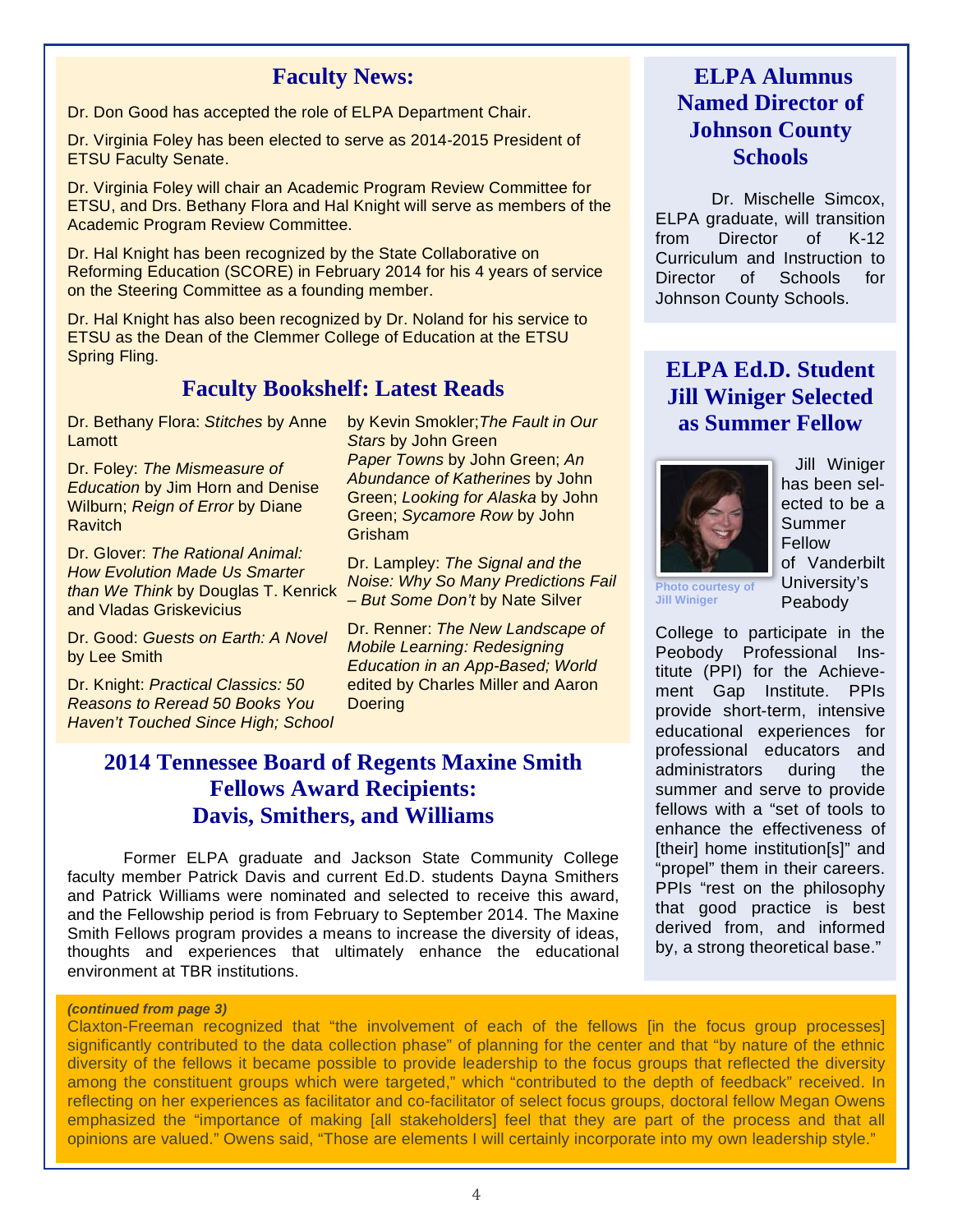## Faculty News:

Dr. Don Good has accepted the role of ELPA Department Chair.

Dr. Virginia Foley has been elected to serve as 2014-2015 President of ETSU Faculty Senate.

Dr. Virginia Foley will chair an Academic Program Review Committee for ETSU, and Drs. Bethany Flora and Hal Knight will serve as members of the Academic Program Review Committee.

Dr. Hal Knight has been recognized by the State Collaborative on Reforming Education (SCORE) in February 2014 for his 4 years of service on the Steering Committee as a founding member.

Dr. Hal Knight has also been recognized by Dr. Noland for his service to ETSU as the Dean of the Clemmer College of Education at the ETSU Spring Fling.

## Faculty Bookshelf: Latest Reads

Dr. Bethany Flora: *Stitches* by Anne Lamott

Dr. Foley: *The Mismeasure of Education* by Jim Horn and Denise Wilburn; *Reign of Error* by Diane Ravitch

Dr. Glover: *The Rational Animal: How Evolution Made Us Smarter than We Think* by Douglas T. Kenrick and Vladas Griskevicius

Dr. Good: *Guests on Earth: A Novel* by Lee Smith

Dr. Knight: *Practical Classics: 50 Reasons to Reread 50 Books You Haven't Touched Since High; School* by Kevin Smokler;*The Fault in Our Stars* by John Green *Paper Towns* by John Green; *An Abundance of Katherines* by John Green; *Looking for Alaska* by John Green; *Sycamore Row* by John Grisham

Dr. Lampley: *The Signal and the Noise: Why So Many Predictions Fail – But Some Don't* by Nate Silver

Dr. Renner: *The New Landscape of Mobile Learning: Redesigning Education in an App-Based; World* edited by Charles Miller and Aaron Doering

## 2014 Tennessee Board of Regents Maxine Smith Fellows Award Recipients: Davis, Smithers, and Williams

Former ELPA graduate and Jackson State Community College faculty member Patrick Davis and current Ed.D. students Dayna Smithers and Patrick Williams were nominated and selected to receive this award, and the Fellowship period is from February to September 2014. The Maxine Smith Fellows program provides a means to increase the diversity of ideas, thoughts and experiences that ultimately enhance the educational environment at TBR institutions.

## ELPA Alumnus Named Director of Johnson County Schools

Dr. Mischelle Simcox, ELPA graduate, will transition from Director of K-12 Curriculum and Instruction to Director of Schools for Johnson County Schools.

## ELPA Ed.D. Student Jill Winiger Selected as Summer Fellow

Photo courtesy of Jill Winiger

Jill Winiger has been selected to be a Summer Fellow of Vanderbilt University's Peabody College to participate in the Peobody Professional Institute (PPI) for the Achievement Gap Institute. PPIs provide short-term, intensive educational experiences for professional educators and administrators during the summer and serve to provide fellows with a "set of tools to enhance the effectiveness of [their] home institution[s]" and "propel" them in their careers. PPIs "rest on the philosophy that good practice is best derived from, and informed by, a strong theoretical base."

***(continued from page 3)***

Claxton-Freeman recognized that "the involvement of each of the fellows [in the focus group processes] significantly contributed to the data collection phase" of planning for the center and that "by nature of the ethnic diversity of the fellows it became possible to provide leadership to the focus groups that reflected the diversity among the constituent groups which were targeted," which "contributed to the depth of feedback" received. In reflecting on her experiences as facilitator and co-facilitator of select focus groups, doctoral fellow Megan Owens emphasized the "importance of making [all stakeholders] feel that they are part of the process and that all opinions are valued." Owens said, "Those are elements I will certainly incorporate into my own leadership style."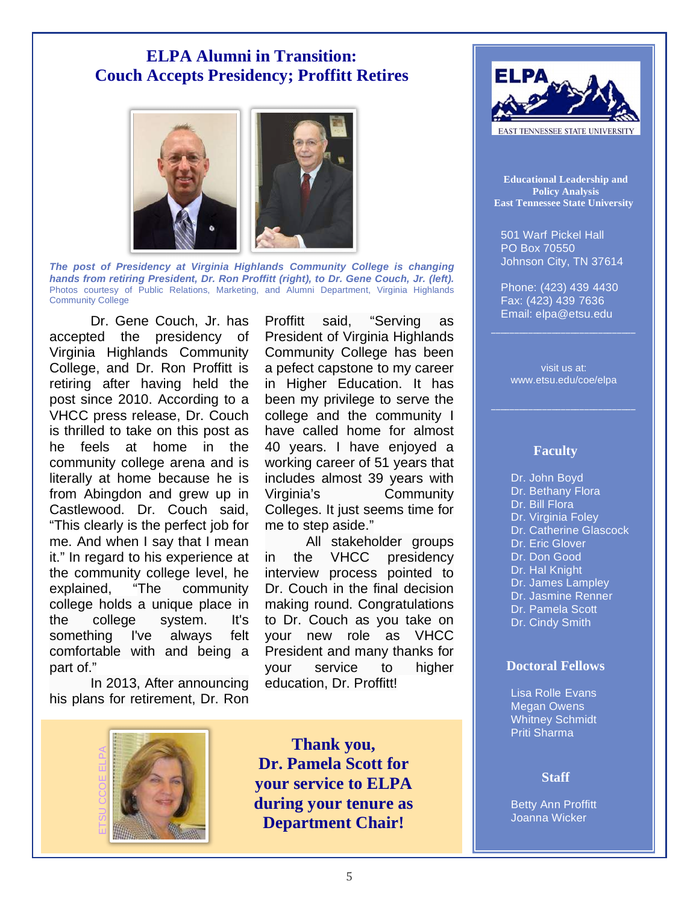# ELPA Alumni in Transition: Couch Accepts Presidency; Proffitt Retires

***The post of Presidency at Virginia Highlands Community College is changing hands from retiring President, Dr. Ron Proffitt (right), to Dr. Gene Couch, Jr. (left).*** Photos courtesy of Public Relations, Marketing, and Alumni Department, Virginia Highlands Community College

Dr. Gene Couch, Jr. has accepted the presidency of Virginia Highlands Community College, and Dr. Ron Proffitt is retiring after having held the post since 2010. According to a VHCC press release, Dr. Couch is thrilled to take on this post as he feels at home in the community college arena and is literally at home because he is from Abingdon and grew up in Castlewood. Dr. Couch said, "This clearly is the perfect job for me. And when I say that I mean it." In regard to his experience at the community college level, he explained, "The community college holds a unique place in the college system. It's something I've always felt comfortable with and being a part of."

In 2013, After announcing his plans for retirement, Dr. Ron Proffitt said, "Serving as President of Virginia Highlands Community College has been a pefect capstone to my career in Higher Education. It has been my privilege to serve the college and the community I have called home for almost 40 years. I have enjoyed a working career of 51 years that includes almost 39 years with Virginia's Community Colleges. It just seems time for me to step aside."

All stakeholder groups in the VHCC presidency interview process pointed to Dr. Couch in the final decision making round. Congratulations to Dr. Couch as you take on your new role as VHCC President and many thanks for your service to higher education, Dr. Proffitt!

ETSU CCOE ELPA

**Thank you, Dr. Pamela Scott for your service to ELPA during your tenure as Department Chair!**

ELPA
EAST TENNESSEE STATE UNIVERSITY

**Educational Leadership and Policy Analysis**
**East Tennessee State University**

501 Warf Pickel Hall
PO Box 70550
Johnson City, TN 37614

Phone: (423) 439 4430
Fax: (423) 439 7636
Email: elpa@etsu.edu

visit us at:
www.etsu.edu/coe/elpa

### Faculty

Dr. John Boyd
Dr. Bethany Flora
Dr. Bill Flora
Dr. Virginia Foley
Dr. Catherine Glascock
Dr. Eric Glover
Dr. Don Good
Dr. Hal Knight
Dr. James Lampley
Dr. Jasmine Renner
Dr. Pamela Scott
Dr. Cindy Smith

### Doctoral Fellows

Lisa Rolle Evans
Megan Owens
Whitney Schmidt
Priti Sharma

### Staff

Betty Ann Proffitt
Joanna Wicker